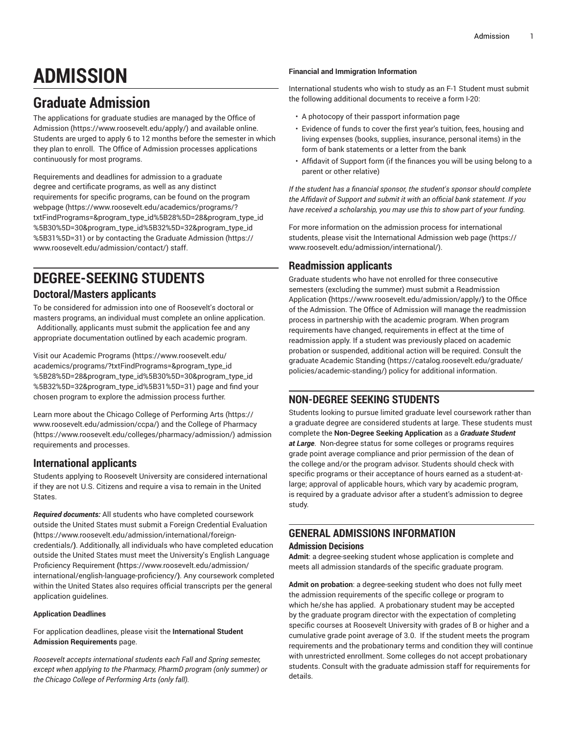# ADMISSION

## Graduate Admission

The applications for graduate studies are managed by the Office of Admission (https://www.roosevelt.edu/apply/) and available online. Students are urged to apply 6 to 12 months before the semester in which they plan to enroll. The Office of Admission processes applications continuously for most programs.

Requirements and deadlines for admission to a graduate degree and certificate programs, as well as any distinct requirements for specific programs, can be found on the program webpage (https://www.roosevelt.edu/academics/programs/?txtFindPrograms=&program_type_id%5B28%5D=28&program_type_id%5B30%5D=30&program_type_id%5B32%5D=32&program_type_id%5B31%5D=31) or by contacting the Graduate Admission (https://www.roosevelt.edu/admission/contact/) staff.

## DEGREE-SEEKING STUDENTS

### Doctoral/Masters applicants

To be considered for admission into one of Roosevelt's doctoral or masters programs, an individual must complete an online application. Additionally, applicants must submit the application fee and any appropriate documentation outlined by each academic program.

Visit our Academic Programs (https://www.roosevelt.edu/academics/programs/?txtFindPrograms=&program_type_id%5B28%5D=28&program_type_id%5B30%5D=30&program_type_id%5B32%5D=32&program_type_id%5B31%5D=31) page and find your chosen program to explore the admission process further.

Learn more about the Chicago College of Performing Arts (https://www.roosevelt.edu/admission/ccpa/) and the College of Pharmacy (https://www.roosevelt.edu/colleges/pharmacy/admission/) admission requirements and processes.

### International applicants

Students applying to Roosevelt University are considered international if they are not U.S. Citizens and require a visa to remain in the United States.

***Required documents:*** All students who have completed coursework outside the United States must submit a Foreign Credential Evaluation (https://www.roosevelt.edu/admission/international/foreign-credentials/). Additionally, all individuals who have completed education outside the United States must meet the University's English Language Proficiency Requirement (https://www.roosevelt.edu/admission/international/english-language-proficiency/). Any coursework completed within the United States also requires official transcripts per the general application guidelines.

**Application Deadlines**

For application deadlines, please visit the **International Student Admission Requirements** page.

*Roosevelt accepts international students each Fall and Spring semester, except when applying to the Pharmacy, PharmD program (only summer) or the Chicago College of Performing Arts (only fall).*

**Financial and Immigration Information**

International students who wish to study as an F-1 Student must submit the following additional documents to receive a form I-20:

- A photocopy of their passport information page
- Evidence of funds to cover the first year's tuition, fees, housing and living expenses (books, supplies, insurance, personal items) in the form of bank statements or a letter from the bank
- Affidavit of Support form (if the finances you will be using belong to a parent or other relative)

*If the student has a financial sponsor, the student's sponsor should complete the Affidavit of Support and submit it with an official bank statement. If you have received a scholarship, you may use this to show part of your funding.*

For more information on the admission process for international students, please visit the International Admission web page (https://www.roosevelt.edu/admission/international/).

### Readmission applicants

Graduate students who have not enrolled for three consecutive semesters (excluding the summer) must submit a Readmission Application (https://www.roosevelt.edu/admission/apply/) to the Office of the Admission. The Office of Admission will manage the readmission process in partnership with the academic program. When program requirements have changed, requirements in effect at the time of readmission apply. If a student was previously placed on academic probation or suspended, additional action will be required. Consult the graduate Academic Standing (https://catalog.roosevelt.edu/graduate/policies/academic-standing/) policy for additional information.

## NON-DEGREE SEEKING STUDENTS

Students looking to pursue limited graduate level coursework rather than a graduate degree are considered students at large. These students must complete the **Non-Degree Seeking Application** as a ***Graduate Student at Large***. Non-degree status for some colleges or programs requires grade point average compliance and prior permission of the dean of the college and/or the program advisor. Students should check with specific programs or their acceptance of hours earned as a student-at-large; approval of applicable hours, which vary by academic program, is required by a graduate advisor after a student's admission to degree study.

## GENERAL ADMISSIONS INFORMATION

### Admission Decisions

**Admit**: a degree-seeking student whose application is complete and meets all admission standards of the specific graduate program.

**Admit on probation**: a degree-seeking student who does not fully meet the admission requirements of the specific college or program to which he/she has applied. A probationary student may be accepted by the graduate program director with the expectation of completing specific courses at Roosevelt University with grades of B or higher and a cumulative grade point average of 3.0. If the student meets the program requirements and the probationary terms and condition they will continue with unrestricted enrollment. Some colleges do not accept probationary students. Consult with the graduate admission staff for requirements for details.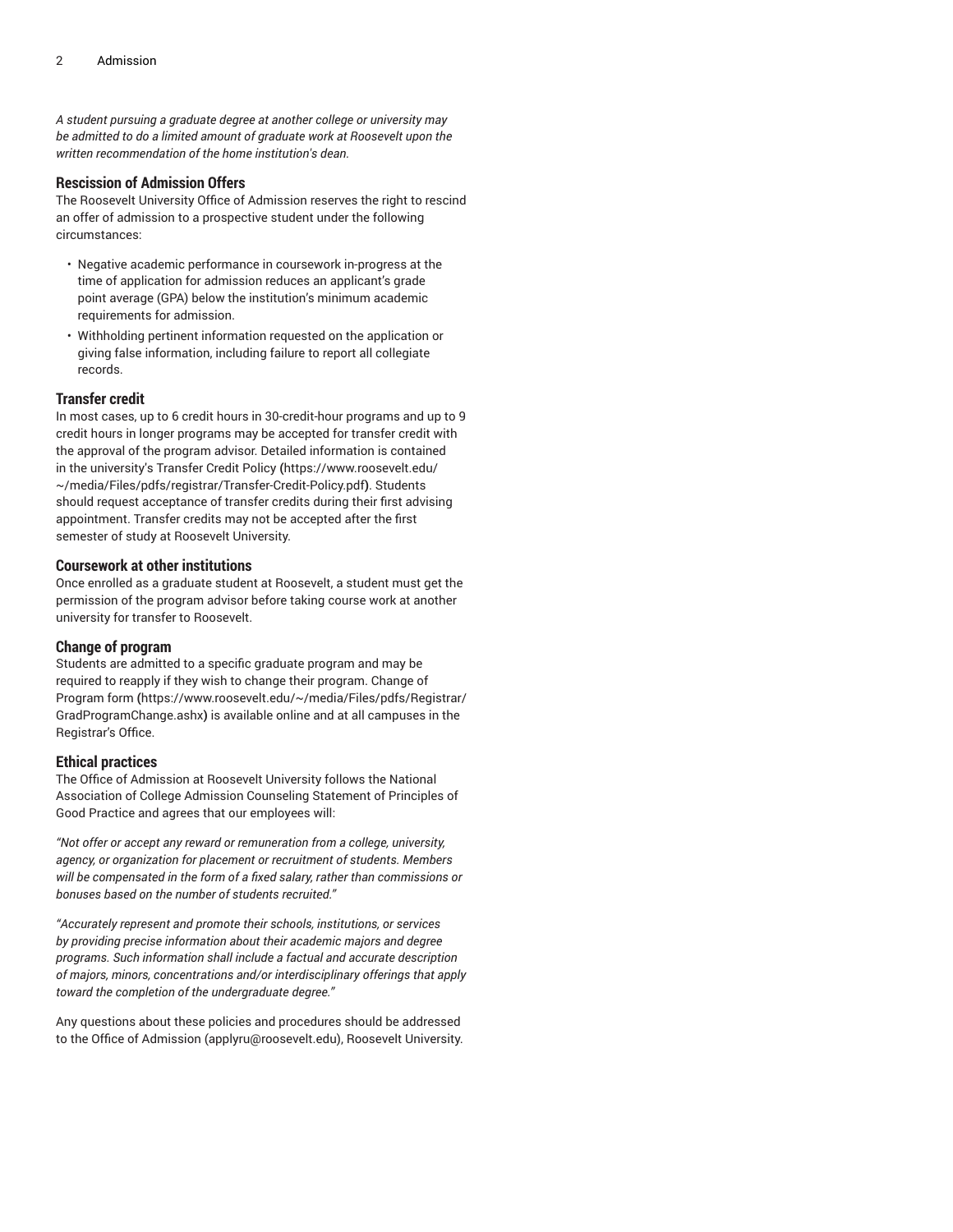*A student pursuing a graduate degree at another college or university may be admitted to do a limited amount of graduate work at Roosevelt upon the written recommendation of the home institution's dean.*

### Rescission of Admission Offers

The Roosevelt University Office of Admission reserves the right to rescind an offer of admission to a prospective student under the following circumstances:

- Negative academic performance in coursework in-progress at the time of application for admission reduces an applicant's grade point average (GPA) below the institution's minimum academic requirements for admission.
- Withholding pertinent information requested on the application or giving false information, including failure to report all collegiate records.

### Transfer credit

In most cases, up to 6 credit hours in 30-credit-hour programs and up to 9 credit hours in longer programs may be accepted for transfer credit with the approval of the program advisor. Detailed information is contained in the university's Transfer Credit Policy (https://www.roosevelt.edu/~/media/Files/pdfs/registrar/Transfer-Credit-Policy.pdf). Students should request acceptance of transfer credits during their first advising appointment. Transfer credits may not be accepted after the first semester of study at Roosevelt University.

### Coursework at other institutions

Once enrolled as a graduate student at Roosevelt, a student must get the permission of the program advisor before taking course work at another university for transfer to Roosevelt.

### Change of program

Students are admitted to a specific graduate program and may be required to reapply if they wish to change their program. Change of Program form (https://www.roosevelt.edu/~/media/Files/pdfs/Registrar/GradProgramChange.ashx) is available online and at all campuses in the Registrar's Office.

### Ethical practices

The Office of Admission at Roosevelt University follows the National Association of College Admission Counseling Statement of Principles of Good Practice and agrees that our employees will:

*"Not offer or accept any reward or remuneration from a college, university, agency, or organization for placement or recruitment of students. Members will be compensated in the form of a fixed salary, rather than commissions or bonuses based on the number of students recruited."*

*"Accurately represent and promote their schools, institutions, or services by providing precise information about their academic majors and degree programs. Such information shall include a factual and accurate description of majors, minors, concentrations and/or interdisciplinary offerings that apply toward the completion of the undergraduate degree."*

Any questions about these policies and procedures should be addressed to the Office of Admission (applyru@roosevelt.edu), Roosevelt University.